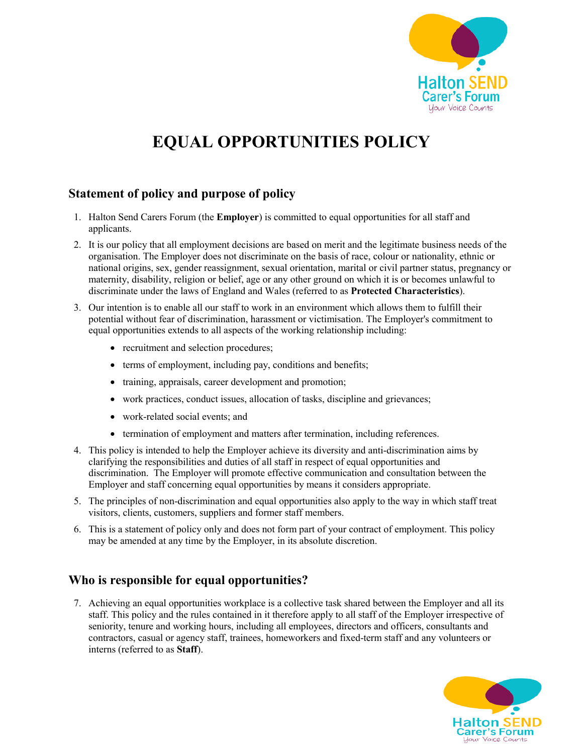# EQUAL OPPORTUNITIES POLICY

## Statement of policy and purpose of policy

1. Halton Send Carers Forum (the **Employer**) is committed to equal opportunities for all staff and applicants.
2. It is our policy that all employment decisions are based on merit and the legitimate business needs of the organisation. The Employer does not discriminate on the basis of race, colour or nationality, ethnic or national origins, sex, gender reassignment, sexual orientation, marital or civil partner status, pregnancy or maternity, disability, religion or belief, age or any other ground on which it is or becomes unlawful to discriminate under the laws of England and Wales (referred to as **Protected Characteristics**).
3. Our intention is to enable all our staff to work in an environment which allows them to fulfill their potential without fear of discrimination, harassment or victimisation. The Employer's commitment to equal opportunities extends to all aspects of the working relationship including:
   - recruitment and selection procedures;
   - terms of employment, including pay, conditions and benefits;
   - training, appraisals, career development and promotion;
   - work practices, conduct issues, allocation of tasks, discipline and grievances;
   - work-related social events; and
   - termination of employment and matters after termination, including references.
4. This policy is intended to help the Employer achieve its diversity and anti-discrimination aims by clarifying the responsibilities and duties of all staff in respect of equal opportunities and discrimination. The Employer will promote effective communication and consultation between the Employer and staff concerning equal opportunities by means it considers appropriate.
5. The principles of non-discrimination and equal opportunities also apply to the way in which staff treat visitors, clients, customers, suppliers and former staff members.
6. This is a statement of policy only and does not form part of your contract of employment. This policy may be amended at any time by the Employer, in its absolute discretion.

## Who is responsible for equal opportunities?

7. Achieving an equal opportunities workplace is a collective task shared between the Employer and all its staff. This policy and the rules contained in it therefore apply to all staff of the Employer irrespective of seniority, tenure and working hours, including all employees, directors and officers, consultants and contractors, casual or agency staff, trainees, homeworkers and fixed-term staff and any volunteers or interns (referred to as **Staff**).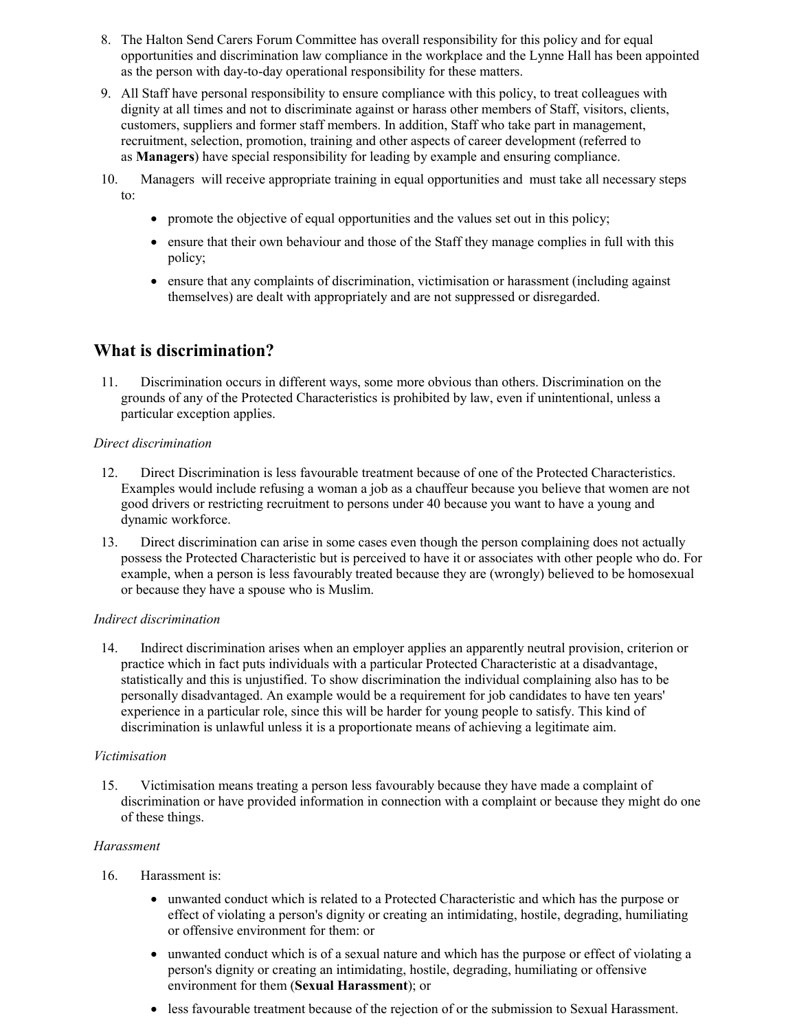8. The Halton Send Carers Forum Committee has overall responsibility for this policy and for equal opportunities and discrimination law compliance in the workplace and the Lynne Hall has been appointed as the person with day-to-day operational responsibility for these matters.
9. All Staff have personal responsibility to ensure compliance with this policy, to treat colleagues with dignity at all times and not to discriminate against or harass other members of Staff, visitors, clients, customers, suppliers and former staff members. In addition, Staff who take part in management, recruitment, selection, promotion, training and other aspects of career development (referred to as **Managers**) have special responsibility for leading by example and ensuring compliance.
10. Managers will receive appropriate training in equal opportunities and must take all necessary steps to:
    - promote the objective of equal opportunities and the values set out in this policy;
    - ensure that their own behaviour and those of the Staff they manage complies in full with this policy;
    - ensure that any complaints of discrimination, victimisation or harassment (including against themselves) are dealt with appropriately and are not suppressed or disregarded.

## What is discrimination?

11. Discrimination occurs in different ways, some more obvious than others. Discrimination on the grounds of any of the Protected Characteristics is prohibited by law, even if unintentional, unless a particular exception applies.

*Direct discrimination*

12. Direct Discrimination is less favourable treatment because of one of the Protected Characteristics. Examples would include refusing a woman a job as a chauffeur because you believe that women are not good drivers or restricting recruitment to persons under 40 because you want to have a young and dynamic workforce.
13. Direct discrimination can arise in some cases even though the person complaining does not actually possess the Protected Characteristic but is perceived to have it or associates with other people who do. For example, when a person is less favourably treated because they are (wrongly) believed to be homosexual or because they have a spouse who is Muslim.

*Indirect discrimination*

14. Indirect discrimination arises when an employer applies an apparently neutral provision, criterion or practice which in fact puts individuals with a particular Protected Characteristic at a disadvantage, statistically and this is unjustified. To show discrimination the individual complaining also has to be personally disadvantaged. An example would be a requirement for job candidates to have ten years' experience in a particular role, since this would be harder for young people to satisfy. This kind of discrimination is unlawful unless it is a proportionate means of achieving a legitimate aim.

*Victimisation*

15. Victimisation means treating a person less favourably because they have made a complaint of discrimination or have provided information in connection with a complaint or because they might do one of these things.

*Harassment*

16. Harassment is:
    - unwanted conduct which is related to a Protected Characteristic and which has the purpose or effect of violating a person's dignity or creating an intimidating, hostile, degrading, humiliating or offensive environment for them: or
    - unwanted conduct which is of a sexual nature and which has the purpose or effect of violating a person's dignity or creating an intimidating, hostile, degrading, humiliating or offensive environment for them (**Sexual Harassment**); or
    - less favourable treatment because of the rejection of or the submission to Sexual Harassment.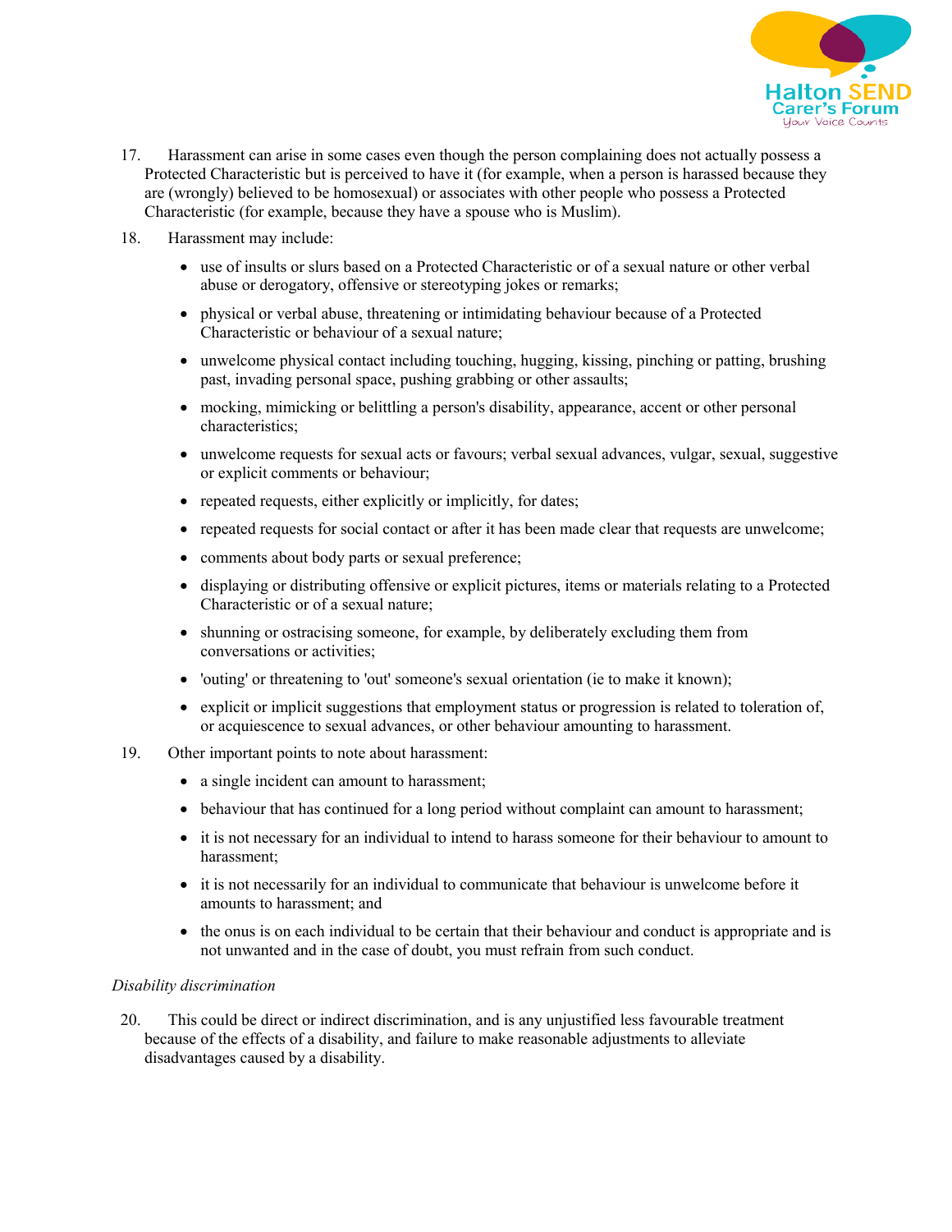17. Harassment can arise in some cases even though the person complaining does not actually possess a Protected Characteristic but is perceived to have it (for example, when a person is harassed because they are (wrongly) believed to be homosexual) or associates with other people who possess a Protected Characteristic (for example, because they have a spouse who is Muslim).

18. Harassment may include:

 - use of insults or slurs based on a Protected Characteristic or of a sexual nature or other verbal abuse or derogatory, offensive or stereotyping jokes or remarks;
 - physical or verbal abuse, threatening or intimidating behaviour because of a Protected Characteristic or behaviour of a sexual nature;
 - unwelcome physical contact including touching, hugging, kissing, pinching or patting, brushing past, invading personal space, pushing grabbing or other assaults;
 - mocking, mimicking or belittling a person's disability, appearance, accent or other personal characteristics;
 - unwelcome requests for sexual acts or favours; verbal sexual advances, vulgar, sexual, suggestive or explicit comments or behaviour;
 - repeated requests, either explicitly or implicitly, for dates;
 - repeated requests for social contact or after it has been made clear that requests are unwelcome;
 - comments about body parts or sexual preference;
 - displaying or distributing offensive or explicit pictures, items or materials relating to a Protected Characteristic or of a sexual nature;
 - shunning or ostracising someone, for example, by deliberately excluding them from conversations or activities;
 - 'outing' or threatening to 'out' someone's sexual orientation (ie to make it known);
 - explicit or implicit suggestions that employment status or progression is related to toleration of, or acquiescence to sexual advances, or other behaviour amounting to harassment.

19. Other important points to note about harassment:

 - a single incident can amount to harassment;
 - behaviour that has continued for a long period without complaint can amount to harassment;
 - it is not necessary for an individual to intend to harass someone for their behaviour to amount to harassment;
 - it is not necessarily for an individual to communicate that behaviour is unwelcome before it amounts to harassment; and
 - the onus is on each individual to be certain that their behaviour and conduct is appropriate and is not unwanted and in the case of doubt, you must refrain from such conduct.

*Disability discrimination*

20. This could be direct or indirect discrimination, and is any unjustified less favourable treatment because of the effects of a disability, and failure to make reasonable adjustments to alleviate disadvantages caused by a disability.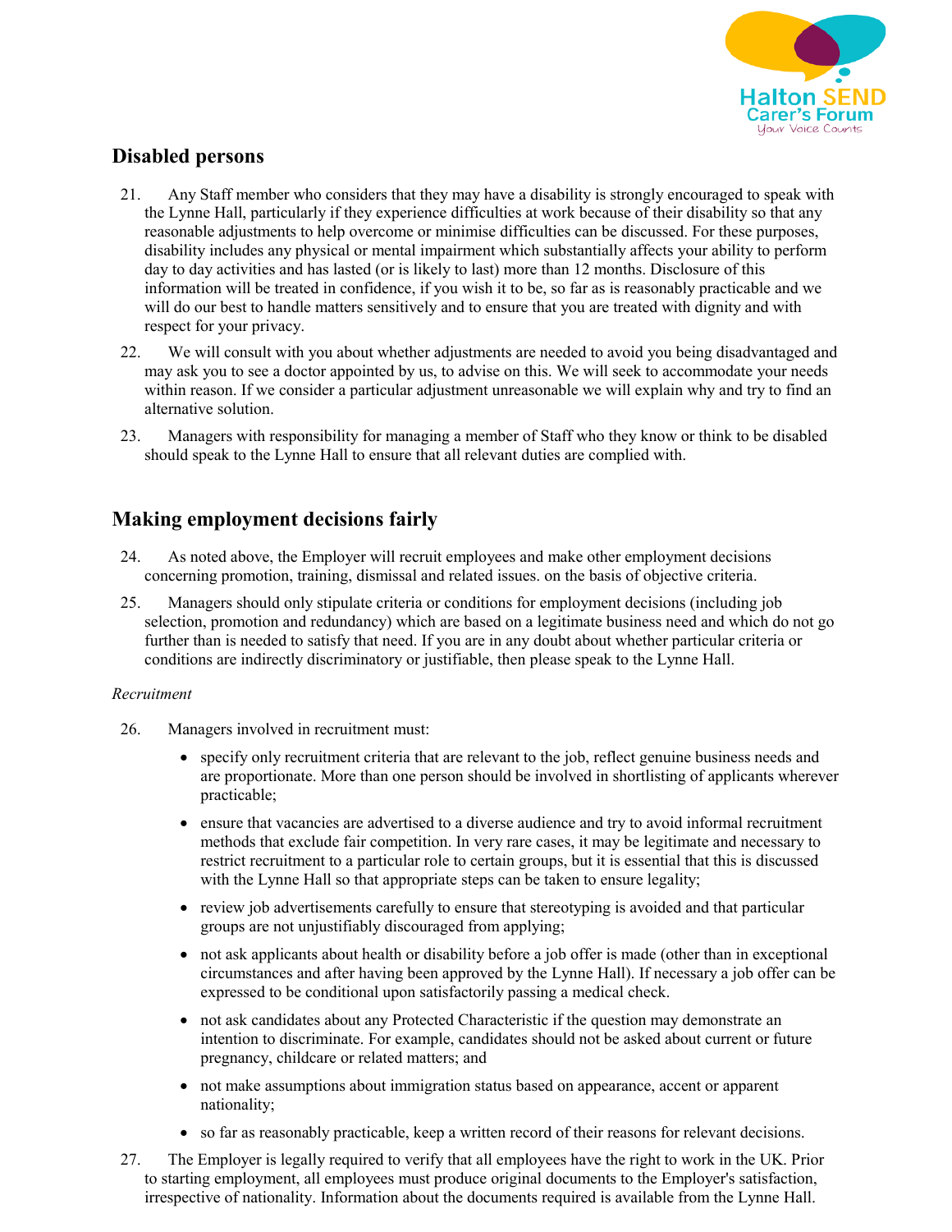## Disabled persons

21. Any Staff member who considers that they may have a disability is strongly encouraged to speak with the Lynne Hall, particularly if they experience difficulties at work because of their disability so that any reasonable adjustments to help overcome or minimise difficulties can be discussed. For these purposes, disability includes any physical or mental impairment which substantially affects your ability to perform day to day activities and has lasted (or is likely to last) more than 12 months. Disclosure of this information will be treated in confidence, if you wish it to be, so far as is reasonably practicable and we will do our best to handle matters sensitively and to ensure that you are treated with dignity and with respect for your privacy.

22. We will consult with you about whether adjustments are needed to avoid you being disadvantaged and may ask you to see a doctor appointed by us, to advise on this. We will seek to accommodate your needs within reason. If we consider a particular adjustment unreasonable we will explain why and try to find an alternative solution.

23. Managers with responsibility for managing a member of Staff who they know or think to be disabled should speak to the Lynne Hall to ensure that all relevant duties are complied with.

## Making employment decisions fairly

24. As noted above, the Employer will recruit employees and make other employment decisions concerning promotion, training, dismissal and related issues. on the basis of objective criteria.

25. Managers should only stipulate criteria or conditions for employment decisions (including job selection, promotion and redundancy) which are based on a legitimate business need and which do not go further than is needed to satisfy that need. If you are in any doubt about whether particular criteria or conditions are indirectly discriminatory or justifiable, then please speak to the Lynne Hall.

*Recruitment*

26. Managers involved in recruitment must:

    - specify only recruitment criteria that are relevant to the job, reflect genuine business needs and are proportionate. More than one person should be involved in shortlisting of applicants wherever practicable;
    - ensure that vacancies are advertised to a diverse audience and try to avoid informal recruitment methods that exclude fair competition. In very rare cases, it may be legitimate and necessary to restrict recruitment to a particular role to certain groups, but it is essential that this is discussed with the Lynne Hall so that appropriate steps can be taken to ensure legality;
    - review job advertisements carefully to ensure that stereotyping is avoided and that particular groups are not unjustifiably discouraged from applying;
    - not ask applicants about health or disability before a job offer is made (other than in exceptional circumstances and after having been approved by the Lynne Hall). If necessary a job offer can be expressed to be conditional upon satisfactorily passing a medical check.
    - not ask candidates about any Protected Characteristic if the question may demonstrate an intention to discriminate. For example, candidates should not be asked about current or future pregnancy, childcare or related matters; and
    - not make assumptions about immigration status based on appearance, accent or apparent nationality;
    - so far as reasonably practicable, keep a written record of their reasons for relevant decisions.

27. The Employer is legally required to verify that all employees have the right to work in the UK. Prior to starting employment, all employees must produce original documents to the Employer's satisfaction, irrespective of nationality. Information about the documents required is available from the Lynne Hall.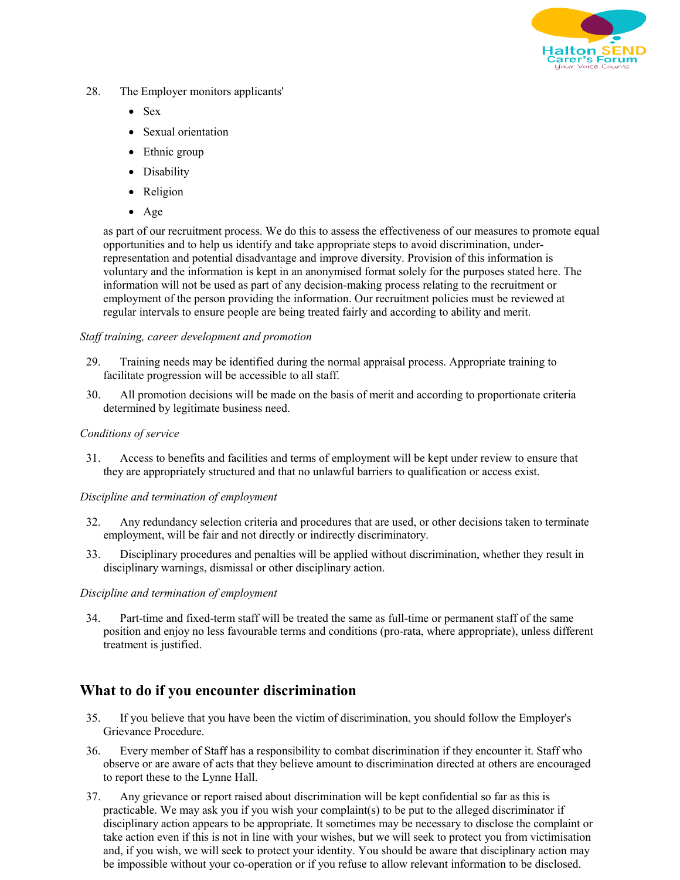28. The Employer monitors applicants'

- Sex
- Sexual orientation
- Ethnic group
- Disability
- Religion
- Age

as part of our recruitment process. We do this to assess the effectiveness of our measures to promote equal opportunities and to help us identify and take appropriate steps to avoid discrimination, under-representation and potential disadvantage and improve diversity. Provision of this information is voluntary and the information is kept in an anonymised format solely for the purposes stated here. The information will not be used as part of any decision-making process relating to the recruitment or employment of the person providing the information. Our recruitment policies must be reviewed at regular intervals to ensure people are being treated fairly and according to ability and merit.

*Staff training, career development and promotion*

29. Training needs may be identified during the normal appraisal process. Appropriate training to facilitate progression will be accessible to all staff.

30. All promotion decisions will be made on the basis of merit and according to proportionate criteria determined by legitimate business need.

*Conditions of service*

31. Access to benefits and facilities and terms of employment will be kept under review to ensure that they are appropriately structured and that no unlawful barriers to qualification or access exist.

*Discipline and termination of employment*

32. Any redundancy selection criteria and procedures that are used, or other decisions taken to terminate employment, will be fair and not directly or indirectly discriminatory.

33. Disciplinary procedures and penalties will be applied without discrimination, whether they result in disciplinary warnings, dismissal or other disciplinary action.

*Discipline and termination of employment*

34. Part-time and fixed-term staff will be treated the same as full-time or permanent staff of the same position and enjoy no less favourable terms and conditions (pro-rata, where appropriate), unless different treatment is justified.

## What to do if you encounter discrimination

35. If you believe that you have been the victim of discrimination, you should follow the Employer's Grievance Procedure.

36. Every member of Staff has a responsibility to combat discrimination if they encounter it. Staff who observe or are aware of acts that they believe amount to discrimination directed at others are encouraged to report these to the Lynne Hall.

37. Any grievance or report raised about discrimination will be kept confidential so far as this is practicable. We may ask you if you wish your complaint(s) to be put to the alleged discriminator if disciplinary action appears to be appropriate. It sometimes may be necessary to disclose the complaint or take action even if this is not in line with your wishes, but we will seek to protect you from victimisation and, if you wish, we will seek to protect your identity. You should be aware that disciplinary action may be impossible without your co-operation or if you refuse to allow relevant information to be disclosed.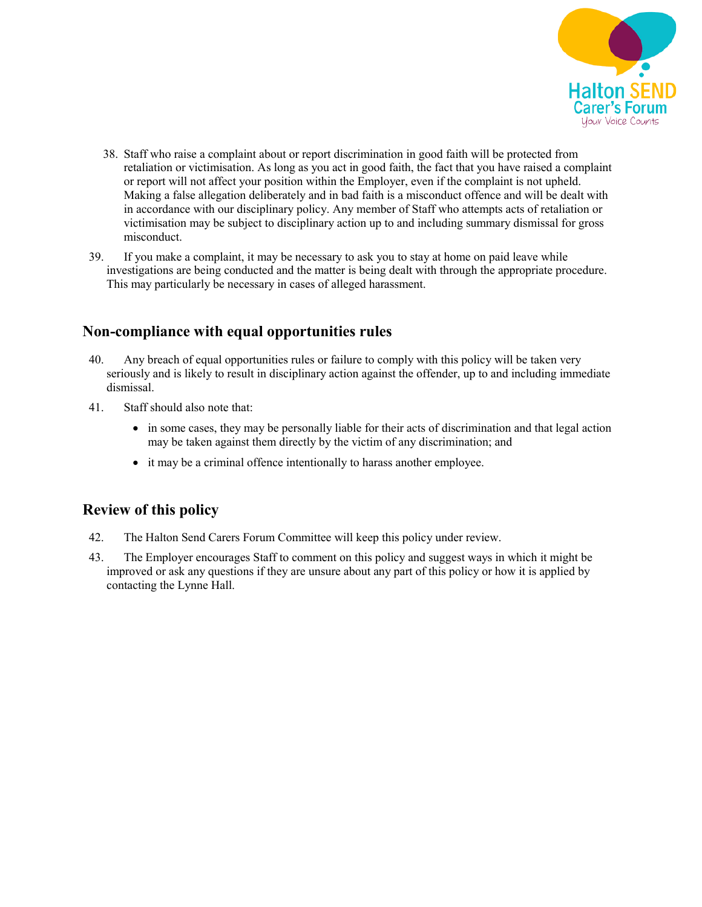38. Staff who raise a complaint about or report discrimination in good faith will be protected from retaliation or victimisation. As long as you act in good faith, the fact that you have raised a complaint or report will not affect your position within the Employer, even if the complaint is not upheld. Making a false allegation deliberately and in bad faith is a misconduct offence and will be dealt with in accordance with our disciplinary policy. Any member of Staff who attempts acts of retaliation or victimisation may be subject to disciplinary action up to and including summary dismissal for gross misconduct.

39. If you make a complaint, it may be necessary to ask you to stay at home on paid leave while investigations are being conducted and the matter is being dealt with through the appropriate procedure. This may particularly be necessary in cases of alleged harassment.

## Non-compliance with equal opportunities rules

40. Any breach of equal opportunities rules or failure to comply with this policy will be taken very seriously and is likely to result in disciplinary action against the offender, up to and including immediate dismissal.

41. Staff should also note that:

    - in some cases, they may be personally liable for their acts of discrimination and that legal action may be taken against them directly by the victim of any discrimination; and
    - it may be a criminal offence intentionally to harass another employee.

## Review of this policy

42. The Halton Send Carers Forum Committee will keep this policy under review.

43. The Employer encourages Staff to comment on this policy and suggest ways in which it might be improved or ask any questions if they are unsure about any part of this policy or how it is applied by contacting the Lynne Hall.